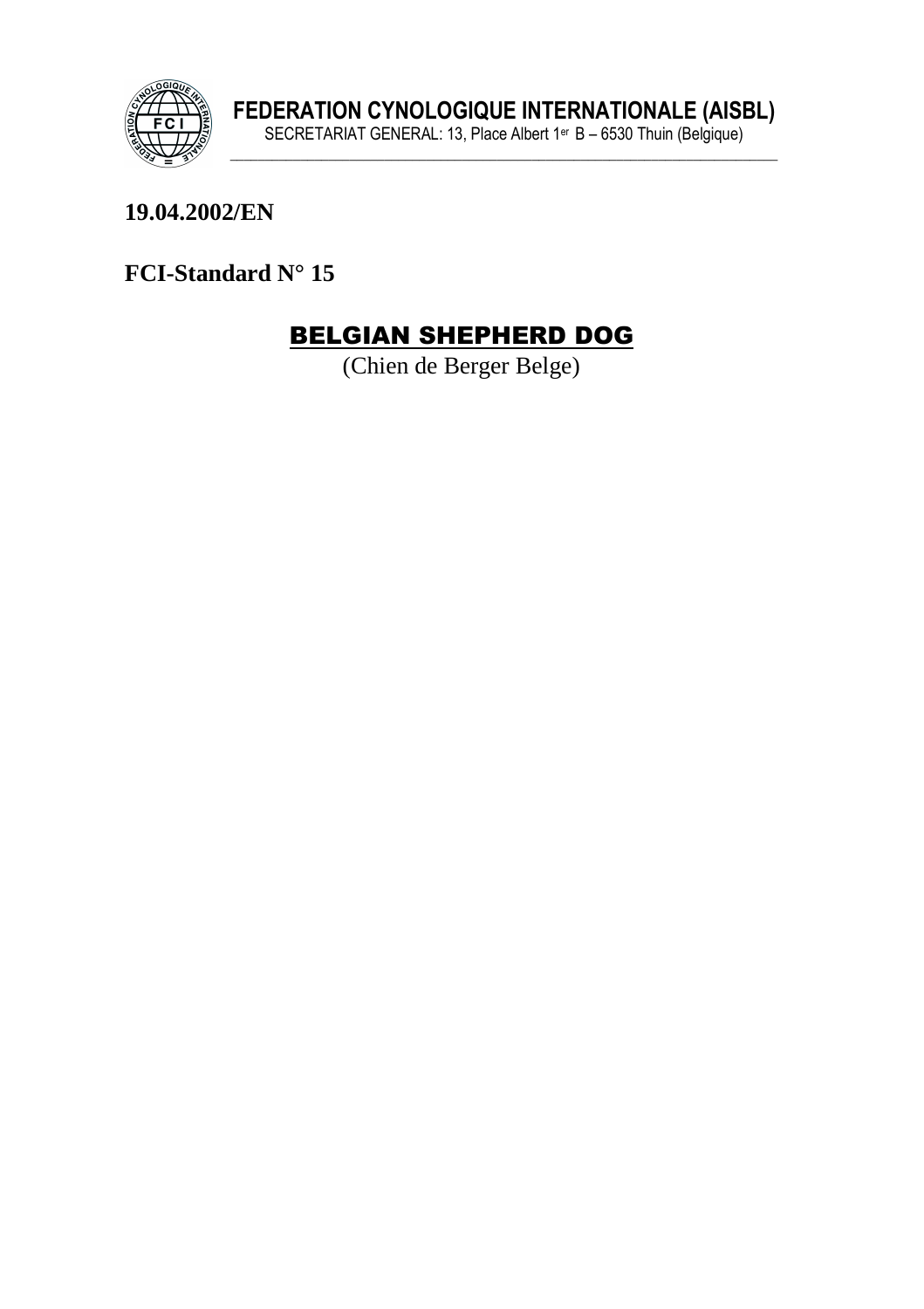**FEDERATION CYNOLOGIQUE INTERNATIONALE (AISBL)**
SECRETARIAT GENERAL: 13, Place Albert 1er B – 6530 Thuin (Belgique)

**19.04.2002/EN**

**FCI-Standard N° 15**

# BELGIAN SHEPHERD DOG

(Chien de Berger Belge)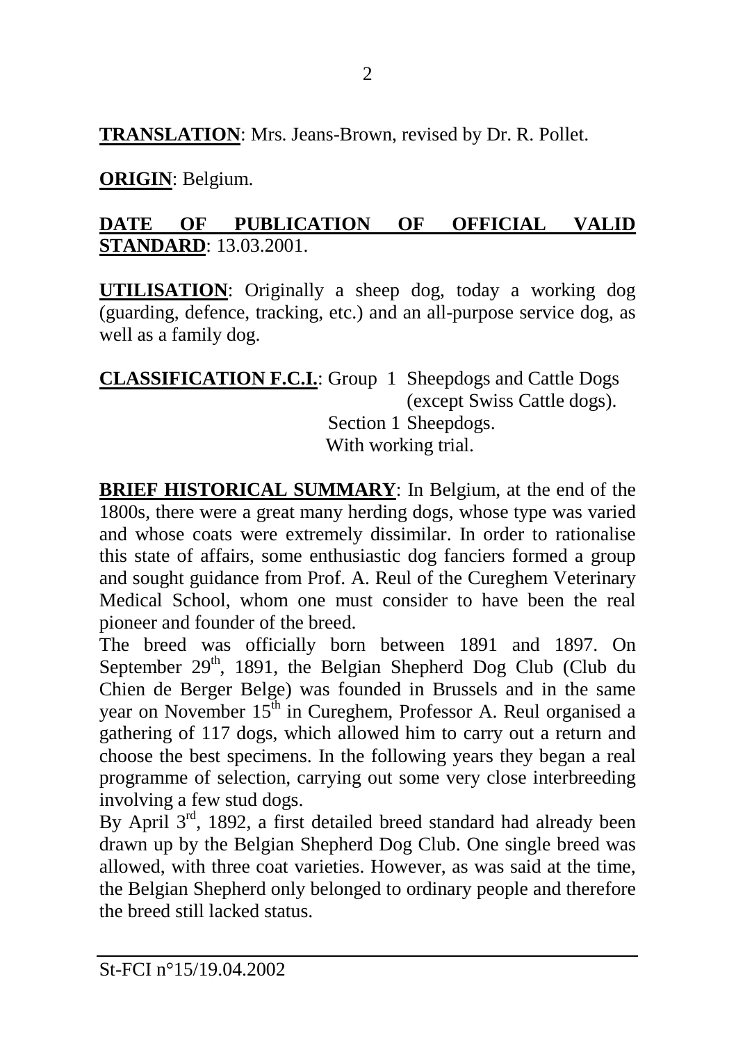**TRANSLATION**: Mrs. Jeans-Brown, revised by Dr. R. Pollet.

**ORIGIN**: Belgium.

**DATE OF PUBLICATION OF OFFICIAL VALID STANDARD**: 13.03.2001.

**UTILISATION**: Originally a sheep dog, today a working dog (guarding, defence, tracking, etc.) and an all-purpose service dog, as well as a family dog.

**CLASSIFICATION F.C.I.**: Group 1 Sheepdogs and Cattle Dogs (except Swiss Cattle dogs).
Section 1 Sheepdogs.
With working trial.

**BRIEF HISTORICAL SUMMARY**: In Belgium, at the end of the 1800s, there were a great many herding dogs, whose type was varied and whose coats were extremely dissimilar. In order to rationalise this state of affairs, some enthusiastic dog fanciers formed a group and sought guidance from Prof. A. Reul of the Cureghem Veterinary Medical School, whom one must consider to have been the real pioneer and founder of the breed.
The breed was officially born between 1891 and 1897. On September 29th, 1891, the Belgian Shepherd Dog Club (Club du Chien de Berger Belge) was founded in Brussels and in the same year on November 15th in Cureghem, Professor A. Reul organised a gathering of 117 dogs, which allowed him to carry out a return and choose the best specimens. In the following years they began a real programme of selection, carrying out some very close interbreeding involving a few stud dogs.
By April 3rd, 1892, a first detailed breed standard had already been drawn up by the Belgian Shepherd Dog Club. One single breed was allowed, with three coat varieties. However, as was said at the time, the Belgian Shepherd only belonged to ordinary people and therefore the breed still lacked status.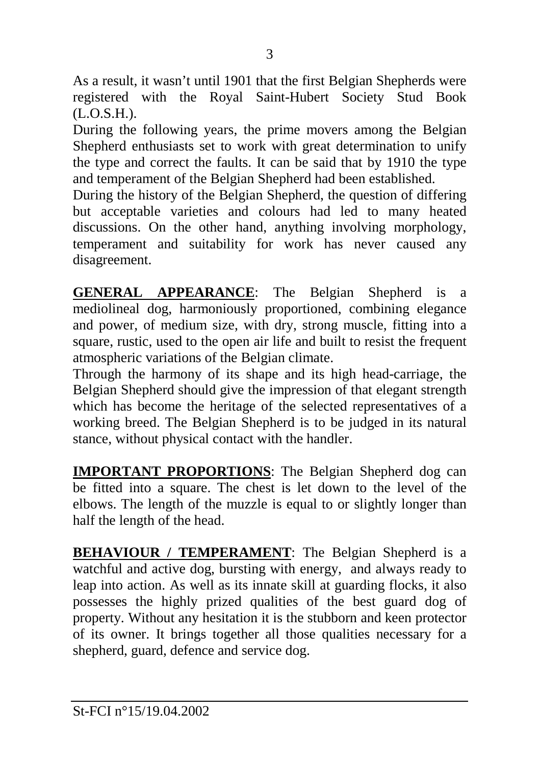As a result, it wasn't until 1901 that the first Belgian Shepherds were registered with the Royal Saint-Hubert Society Stud Book (L.O.S.H.).

During the following years, the prime movers among the Belgian Shepherd enthusiasts set to work with great determination to unify the type and correct the faults. It can be said that by 1910 the type and temperament of the Belgian Shepherd had been established.

During the history of the Belgian Shepherd, the question of differing but acceptable varieties and colours had led to many heated discussions. On the other hand, anything involving morphology, temperament and suitability for work has never caused any disagreement.

**GENERAL APPEARANCE**: The Belgian Shepherd is a mediolineal dog, harmoniously proportioned, combining elegance and power, of medium size, with dry, strong muscle, fitting into a square, rustic, used to the open air life and built to resist the frequent atmospheric variations of the Belgian climate.

Through the harmony of its shape and its high head-carriage, the Belgian Shepherd should give the impression of that elegant strength which has become the heritage of the selected representatives of a working breed. The Belgian Shepherd is to be judged in its natural stance, without physical contact with the handler.

**IMPORTANT PROPORTIONS**: The Belgian Shepherd dog can be fitted into a square. The chest is let down to the level of the elbows. The length of the muzzle is equal to or slightly longer than half the length of the head.

**BEHAVIOUR / TEMPERAMENT**: The Belgian Shepherd is a watchful and active dog, bursting with energy, and always ready to leap into action. As well as its innate skill at guarding flocks, it also possesses the highly prized qualities of the best guard dog of property. Without any hesitation it is the stubborn and keen protector of its owner. It brings together all those qualities necessary for a shepherd, guard, defence and service dog.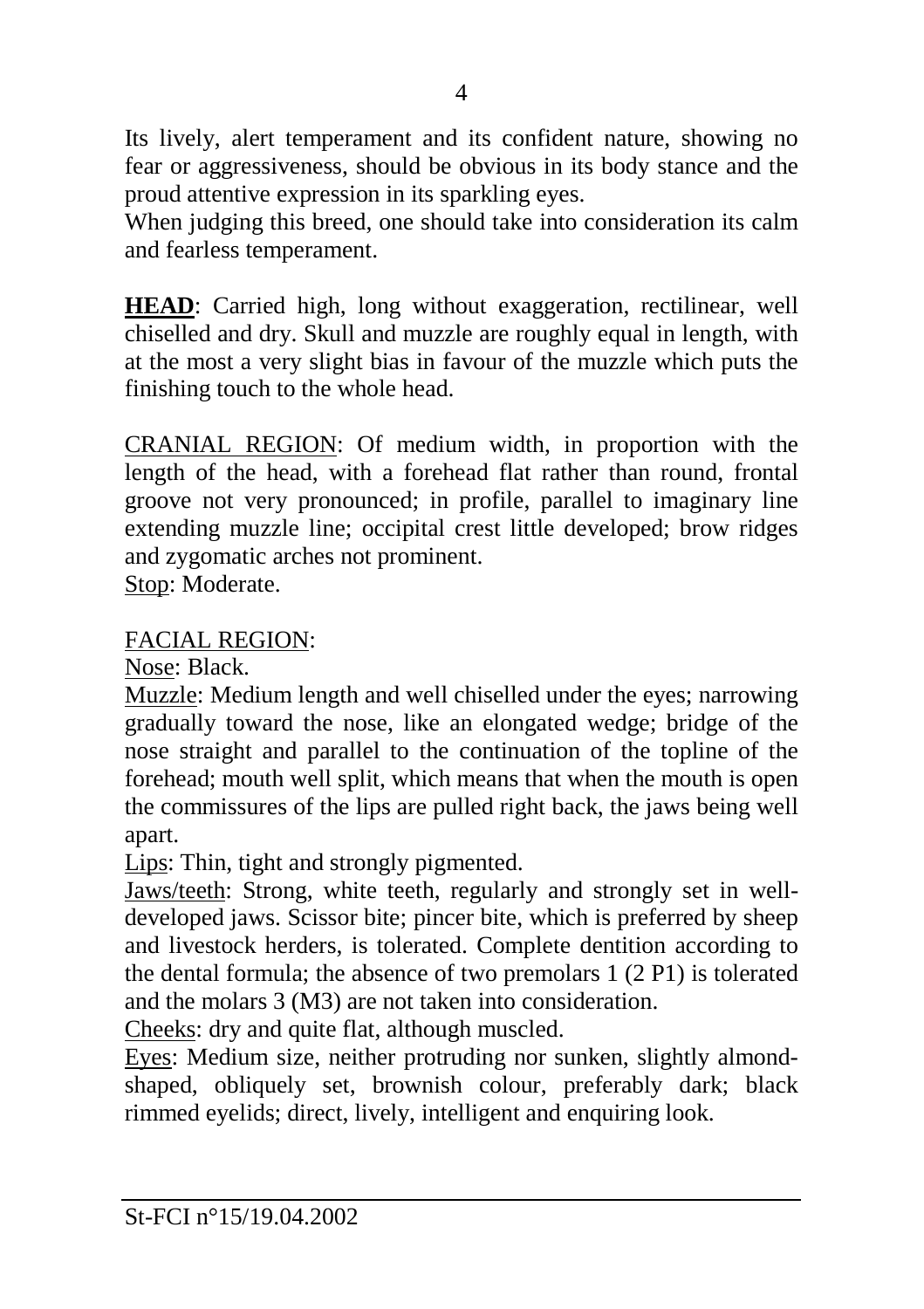Its lively, alert temperament and its confident nature, showing no fear or aggressiveness, should be obvious in its body stance and the proud attentive expression in its sparkling eyes.
When judging this breed, one should take into consideration its calm and fearless temperament.

**<u>HEAD</u>**: Carried high, long without exaggeration, rectilinear, well chiselled and dry. Skull and muzzle are roughly equal in length, with at the most a very slight bias in favour of the muzzle which puts the finishing touch to the whole head.

<u>CRANIAL REGION</u>: Of medium width, in proportion with the length of the head, with a forehead flat rather than round, frontal groove not very pronounced; in profile, parallel to imaginary line extending muzzle line; occipital crest little developed; brow ridges and zygomatic arches not prominent.
<u>Stop</u>: Moderate.

<u>FACIAL REGION</u>:
<u>Nose</u>: Black.
<u>Muzzle</u>: Medium length and well chiselled under the eyes; narrowing gradually toward the nose, like an elongated wedge; bridge of the nose straight and parallel to the continuation of the topline of the forehead; mouth well split, which means that when the mouth is open the commissures of the lips are pulled right back, the jaws being well apart.
<u>Lips</u>: Thin, tight and strongly pigmented.
<u>Jaws/teeth</u>: Strong, white teeth, regularly and strongly set in well-developed jaws. Scissor bite; pincer bite, which is preferred by sheep and livestock herders, is tolerated. Complete dentition according to the dental formula; the absence of two premolars 1 (2 P1) is tolerated and the molars 3 (M3) are not taken into consideration.
<u>Cheeks</u>: dry and quite flat, although muscled.
<u>Eyes</u>: Medium size, neither protruding nor sunken, slightly almond-shaped, obliquely set, brownish colour, preferably dark; black rimmed eyelids; direct, lively, intelligent and enquiring look.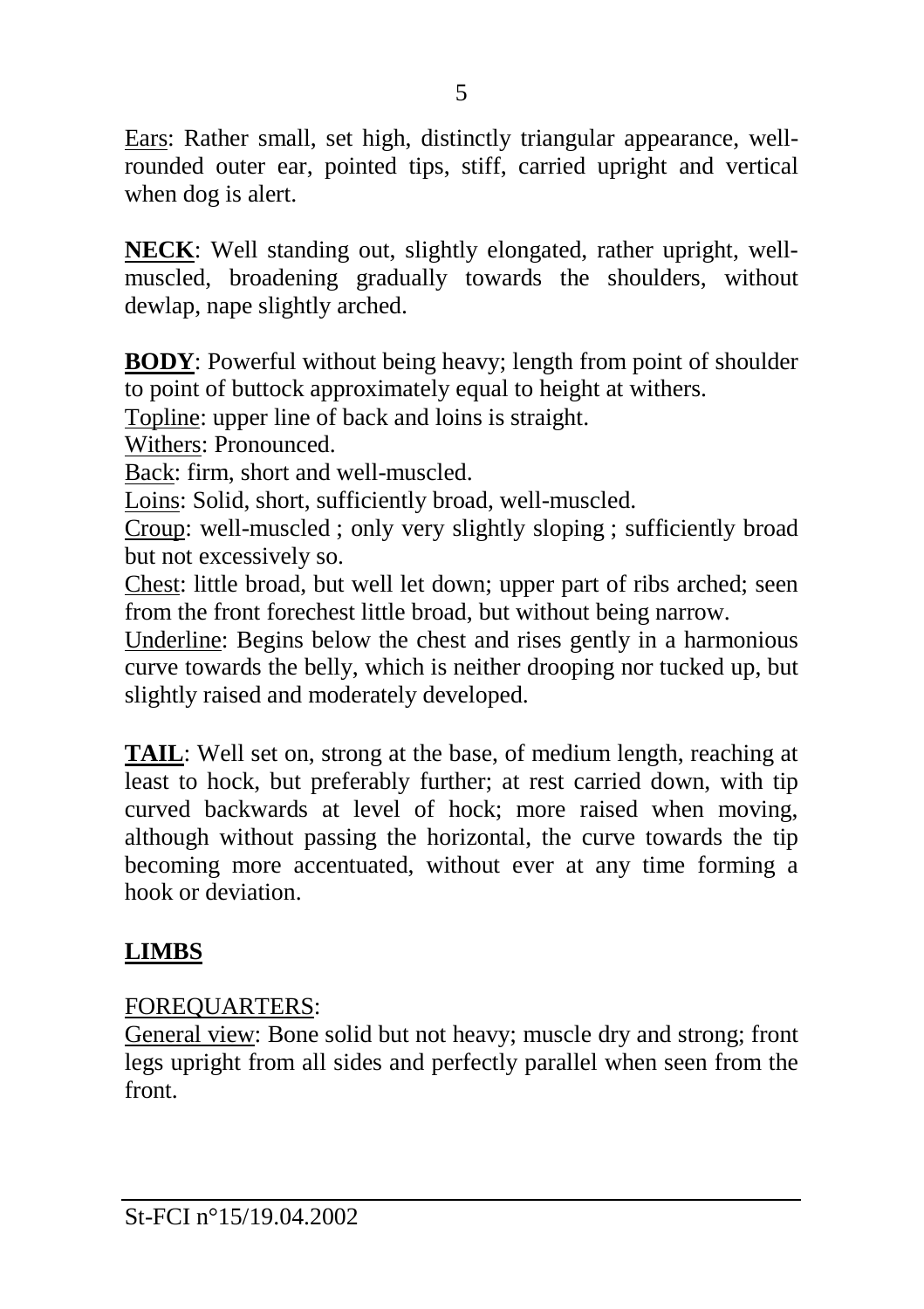<u>Ears</u>: Rather small, set high, distinctly triangular appearance, well-rounded outer ear, pointed tips, stiff, carried upright and vertical when dog is alert.

**<u>NECK</u>**: Well standing out, slightly elongated, rather upright, well-muscled, broadening gradually towards the shoulders, without dewlap, nape slightly arched.

**<u>BODY</u>**: Powerful without being heavy; length from point of shoulder to point of buttock approximately equal to height at withers.
<u>Topline</u>: upper line of back and loins is straight.
<u>Withers</u>: Pronounced.
<u>Back</u>: firm, short and well-muscled.
<u>Loins</u>: Solid, short, sufficiently broad, well-muscled.
<u>Croup</u>: well-muscled ; only very slightly sloping ; sufficiently broad but not excessively so.
<u>Chest</u>: little broad, but well let down; upper part of ribs arched; seen from the front forechest little broad, but without being narrow.
<u>Underline</u>: Begins below the chest and rises gently in a harmonious curve towards the belly, which is neither drooping nor tucked up, but slightly raised and moderately developed.

**<u>TAIL</u>**: Well set on, strong at the base, of medium length, reaching at least to hock, but preferably further; at rest carried down, with tip curved backwards at level of hock; more raised when moving, although without passing the horizontal, the curve towards the tip becoming more accentuated, without ever at any time forming a hook or deviation.

## <u>LIMBS</u>

<u>FOREQUARTERS</u>:
<u>General view</u>: Bone solid but not heavy; muscle dry and strong; front legs upright from all sides and perfectly parallel when seen from the front.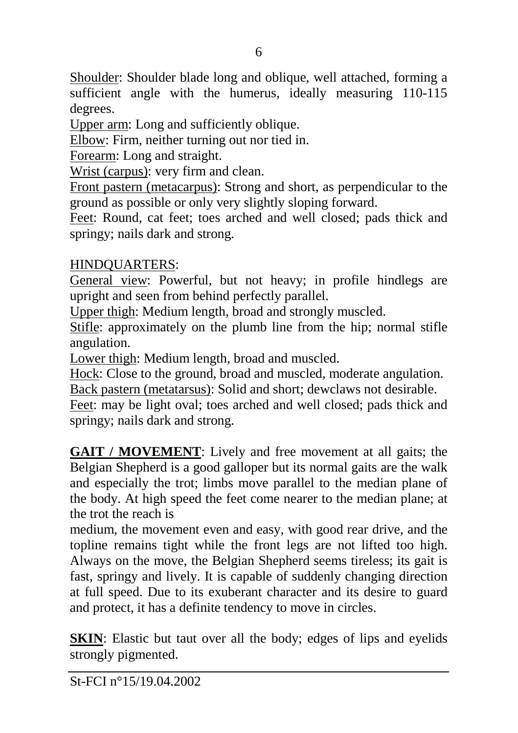Shoulder: Shoulder blade long and oblique, well attached, forming a sufficient angle with the humerus, ideally measuring 110-115 degrees.
Upper arm: Long and sufficiently oblique.
Elbow: Firm, neither turning out nor tied in.
Forearm: Long and straight.
Wrist (carpus): very firm and clean.
Front pastern (metacarpus): Strong and short, as perpendicular to the ground as possible or only very slightly sloping forward.
Feet: Round, cat feet; toes arched and well closed; pads thick and springy; nails dark and strong.

HINDQUARTERS:
General view: Powerful, but not heavy; in profile hindlegs are upright and seen from behind perfectly parallel.
Upper thigh: Medium length, broad and strongly muscled.
Stifle: approximately on the plumb line from the hip; normal stifle angulation.
Lower thigh: Medium length, broad and muscled.
Hock: Close to the ground, broad and muscled, moderate angulation.
Back pastern (metatarsus): Solid and short; dewclaws not desirable.
Feet: may be light oval; toes arched and well closed; pads thick and springy; nails dark and strong.

**GAIT / MOVEMENT**: Lively and free movement at all gaits; the Belgian Shepherd is a good galloper but its normal gaits are the walk and especially the trot; limbs move parallel to the median plane of the body. At high speed the feet come nearer to the median plane; at the trot the reach is medium, the movement even and easy, with good rear drive, and the topline remains tight while the front legs are not lifted too high. Always on the move, the Belgian Shepherd seems tireless; its gait is fast, springy and lively. It is capable of suddenly changing direction at full speed. Due to its exuberant character and its desire to guard and protect, it has a definite tendency to move in circles.

**SKIN**: Elastic but taut over all the body; edges of lips and eyelids strongly pigmented.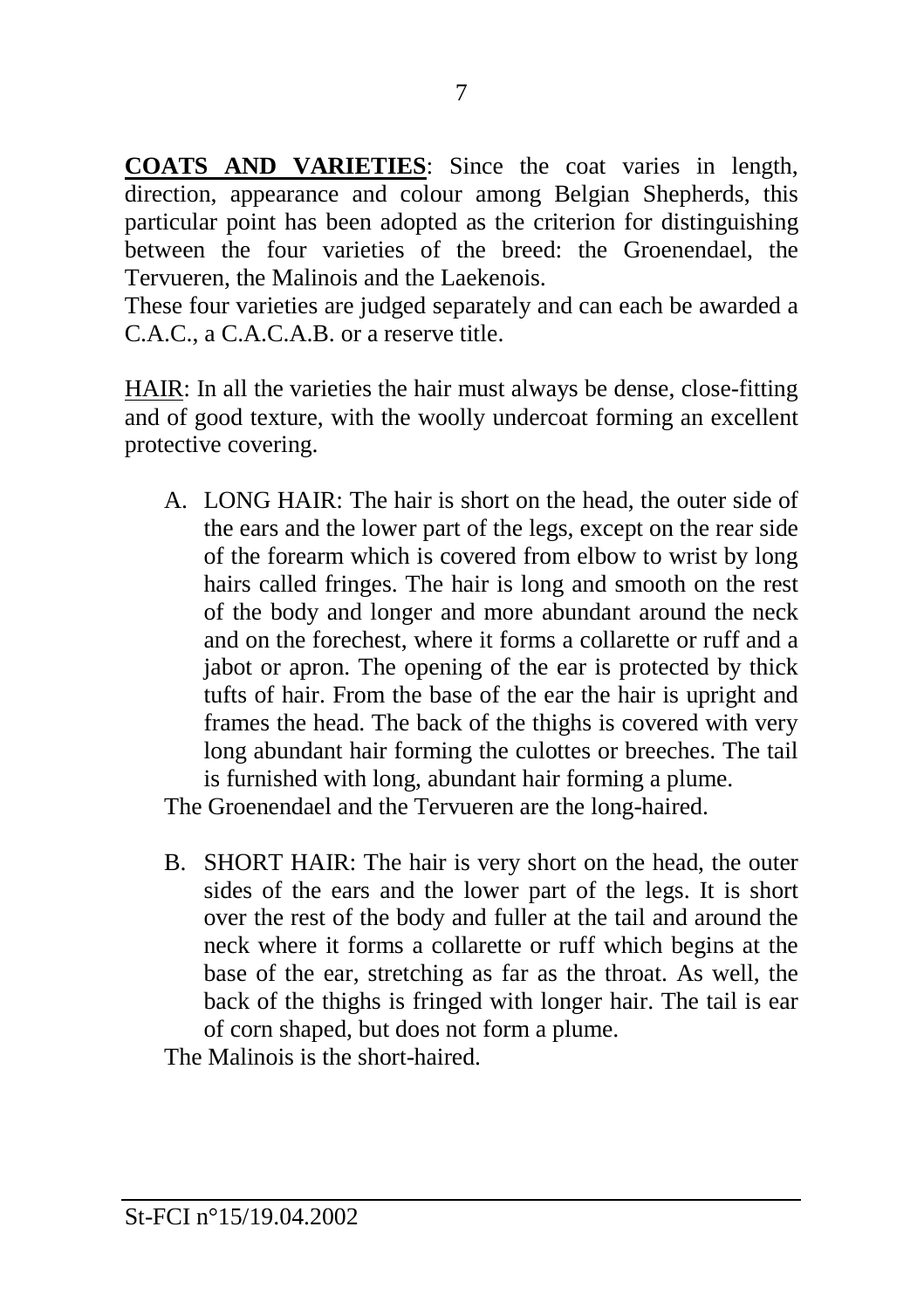**COATS AND VARIETIES**: Since the coat varies in length, direction, appearance and colour among Belgian Shepherds, this particular point has been adopted as the criterion for distinguishing between the four varieties of the breed: the Groenendael, the Tervueren, the Malinois and the Laekenois.

These four varieties are judged separately and can each be awarded a C.A.C., a C.A.C.A.B. or a reserve title.

HAIR: In all the varieties the hair must always be dense, close-fitting and of good texture, with the woolly undercoat forming an excellent protective covering.

A. LONG HAIR: The hair is short on the head, the outer side of the ears and the lower part of the legs, except on the rear side of the forearm which is covered from elbow to wrist by long hairs called fringes. The hair is long and smooth on the rest of the body and longer and more abundant around the neck and on the forechest, where it forms a collarette or ruff and a jabot or apron. The opening of the ear is protected by thick tufts of hair. From the base of the ear the hair is upright and frames the head. The back of the thighs is covered with very long abundant hair forming the culottes or breeches. The tail is furnished with long, abundant hair forming a plume.

The Groenendael and the Tervueren are the long-haired.

B. SHORT HAIR: The hair is very short on the head, the outer sides of the ears and the lower part of the legs. It is short over the rest of the body and fuller at the tail and around the neck where it forms a collarette or ruff which begins at the base of the ear, stretching as far as the throat. As well, the back of the thighs is fringed with longer hair. The tail is ear of corn shaped, but does not form a plume.

The Malinois is the short-haired.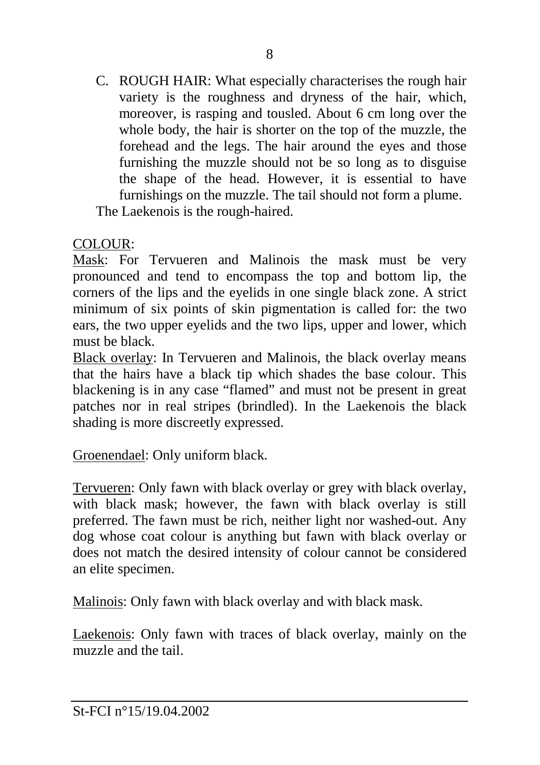C. ROUGH HAIR: What especially characterises the rough hair variety is the roughness and dryness of the hair, which, moreover, is rasping and tousled. About 6 cm long over the whole body, the hair is shorter on the top of the muzzle, the forehead and the legs. The hair around the eyes and those furnishing the muzzle should not be so long as to disguise the shape of the head. However, it is essential to have furnishings on the muzzle. The tail should not form a plume.

The Laekenois is the rough-haired.

COLOUR:

Mask: For Tervueren and Malinois the mask must be very pronounced and tend to encompass the top and bottom lip, the corners of the lips and the eyelids in one single black zone. A strict minimum of six points of skin pigmentation is called for: the two ears, the two upper eyelids and the two lips, upper and lower, which must be black.

Black overlay: In Tervueren and Malinois, the black overlay means that the hairs have a black tip which shades the base colour. This blackening is in any case "flamed" and must not be present in great patches nor in real stripes (brindled). In the Laekenois the black shading is more discreetly expressed.

Groenendael: Only uniform black.

Tervueren: Only fawn with black overlay or grey with black overlay, with black mask; however, the fawn with black overlay is still preferred. The fawn must be rich, neither light nor washed-out. Any dog whose coat colour is anything but fawn with black overlay or does not match the desired intensity of colour cannot be considered an elite specimen.

Malinois: Only fawn with black overlay and with black mask.

Laekenois: Only fawn with traces of black overlay, mainly on the muzzle and the tail.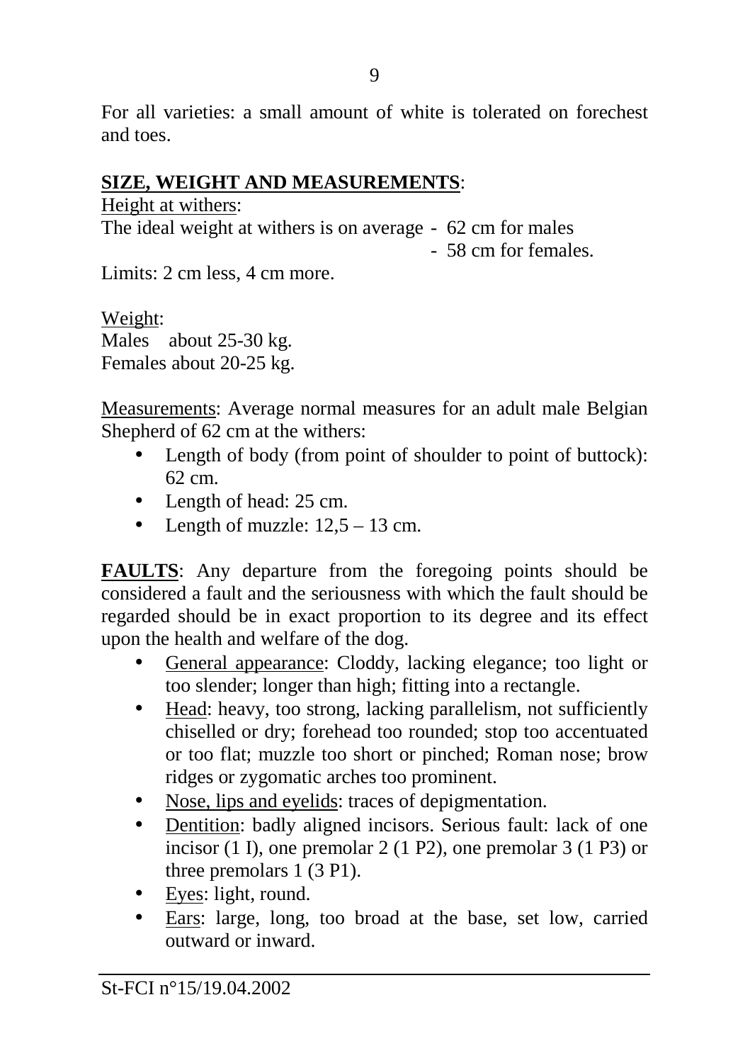For all varieties: a small amount of white is tolerated on forechest and toes.

**SIZE, WEIGHT AND MEASUREMENTS**:

Height at withers:

The ideal weight at withers is on average
- 62 cm for males
- 58 cm for females.

Limits: 2 cm less, 4 cm more.

Weight:

Males about 25-30 kg.

Females about 20-25 kg.

Measurements: Average normal measures for an adult male Belgian Shepherd of 62 cm at the withers:

- Length of body (from point of shoulder to point of buttock): 62 cm.
- Length of head: 25 cm.
- Length of muzzle: 12,5 – 13 cm.

**FAULTS**: Any departure from the foregoing points should be considered a fault and the seriousness with which the fault should be regarded should be in exact proportion to its degree and its effect upon the health and welfare of the dog.

- General appearance: Cloddy, lacking elegance; too light or too slender; longer than high; fitting into a rectangle.
- Head: heavy, too strong, lacking parallelism, not sufficiently chiselled or dry; forehead too rounded; stop too accentuated or too flat; muzzle too short or pinched; Roman nose; brow ridges or zygomatic arches too prominent.
- Nose, lips and eyelids: traces of depigmentation.
- Dentition: badly aligned incisors. Serious fault: lack of one incisor (1 I), one premolar 2 (1 P2), one premolar 3 (1 P3) or three premolars 1 (3 P1).
- Eyes: light, round.
- Ears: large, long, too broad at the base, set low, carried outward or inward.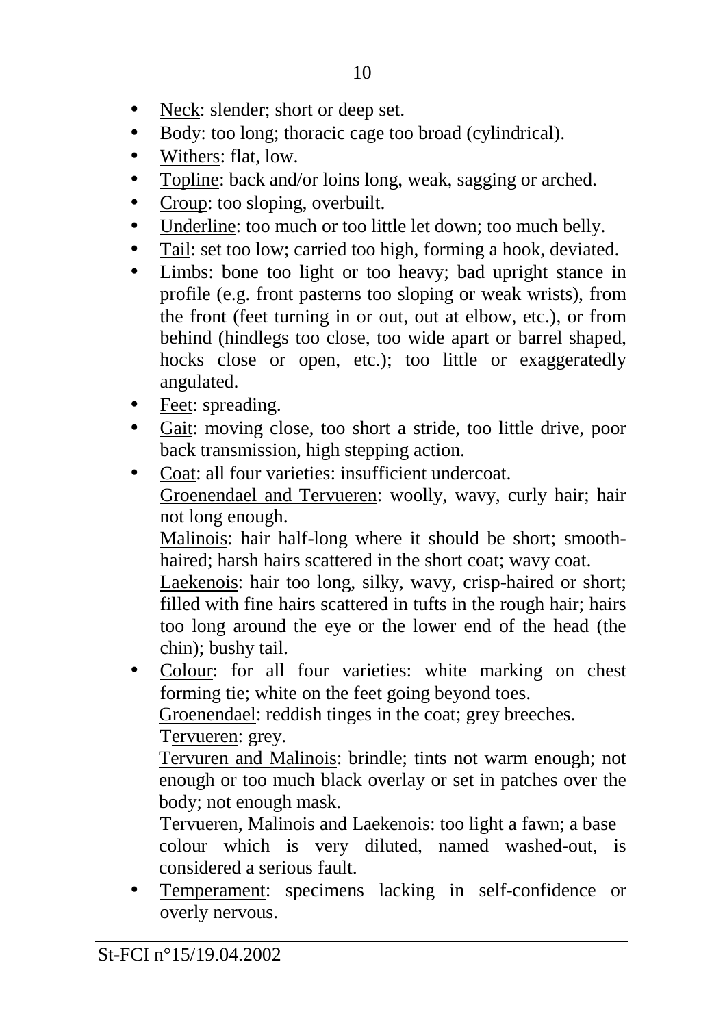- Neck: slender; short or deep set.
- Body: too long; thoracic cage too broad (cylindrical).
- Withers: flat, low.
- Topline: back and/or loins long, weak, sagging or arched.
- Croup: too sloping, overbuilt.
- Underline: too much or too little let down; too much belly.
- Tail: set too low; carried too high, forming a hook, deviated.
- Limbs: bone too light or too heavy; bad upright stance in profile (e.g. front pasterns too sloping or weak wrists), from the front (feet turning in or out, out at elbow, etc.), or from behind (hindlegs too close, too wide apart or barrel shaped, hocks close or open, etc.); too little or exaggeratedly angulated.
- Feet: spreading.
- Gait: moving close, too short a stride, too little drive, poor back transmission, high stepping action.
- Coat: all four varieties: insufficient undercoat.
  Groenendael and Tervueren: woolly, wavy, curly hair; hair not long enough.
  Malinois: hair half-long where it should be short; smooth-haired; harsh hairs scattered in the short coat; wavy coat.
  Laekenois: hair too long, silky, wavy, crisp-haired or short; filled with fine hairs scattered in tufts in the rough hair; hairs too long around the eye or the lower end of the head (the chin); bushy tail.
- Colour: for all four varieties: white marking on chest forming tie; white on the feet going beyond toes.
  Groenendael: reddish tinges in the coat; grey breeches.
  Tervueren: grey.
  Tervuren and Malinois: brindle; tints not warm enough; not enough or too much black overlay or set in patches over the body; not enough mask.
  Tervueren, Malinois and Laekenois: too light a fawn; a base colour which is very diluted, named washed-out, is considered a serious fault.
- Temperament: specimens lacking in self-confidence or overly nervous.

St-FCI n°15/19.04.2002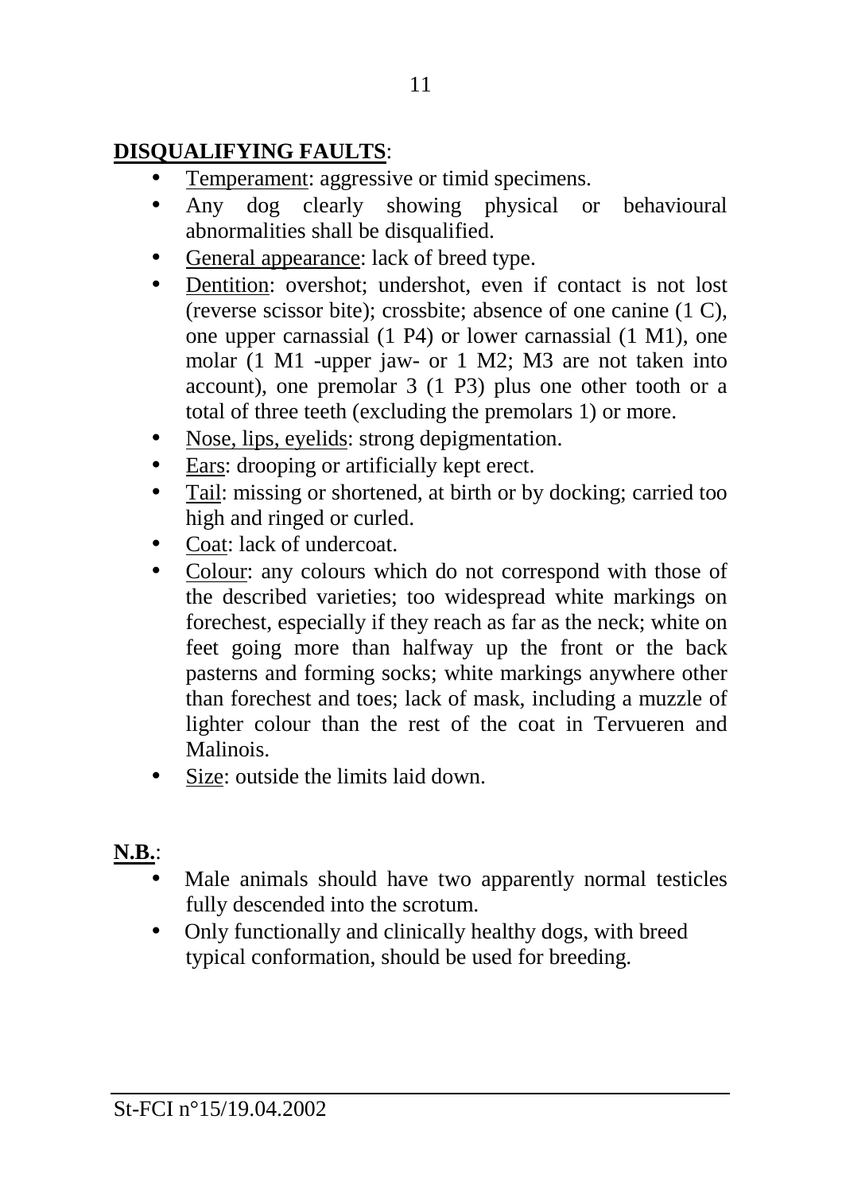**DISQUALIFYING FAULTS**:

- Temperament: aggressive or timid specimens.
- Any dog clearly showing physical or behavioural abnormalities shall be disqualified.
- General appearance: lack of breed type.
- Dentition: overshot; undershot, even if contact is not lost (reverse scissor bite); crossbite; absence of one canine (1 C), one upper carnassial (1 P4) or lower carnassial (1 M1), one molar (1 M1 -upper jaw- or 1 M2; M3 are not taken into account), one premolar 3 (1 P3) plus one other tooth or a total of three teeth (excluding the premolars 1) or more.
- Nose, lips, eyelids: strong depigmentation.
- Ears: drooping or artificially kept erect.
- Tail: missing or shortened, at birth or by docking; carried too high and ringed or curled.
- Coat: lack of undercoat.
- Colour: any colours which do not correspond with those of the described varieties; too widespread white markings on forechest, especially if they reach as far as the neck; white on feet going more than halfway up the front or the back pasterns and forming socks; white markings anywhere other than forechest and toes; lack of mask, including a muzzle of lighter colour than the rest of the coat in Tervueren and Malinois.
- Size: outside the limits laid down.

**N.B.**:

- Male animals should have two apparently normal testicles fully descended into the scrotum.
- Only functionally and clinically healthy dogs, with breed typical conformation, should be used for breeding.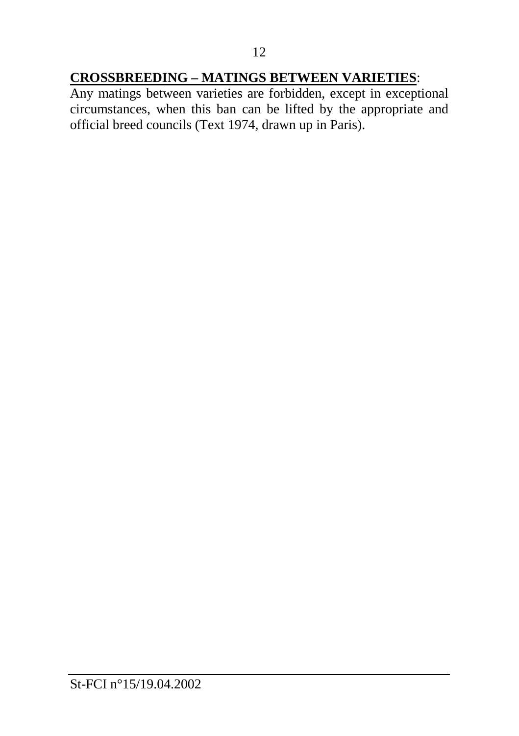**CROSSBREEDING – MATINGS BETWEEN VARIETIES**:

Any matings between varieties are forbidden, except in exceptional circumstances, when this ban can be lifted by the appropriate and official breed councils (Text 1974, drawn up in Paris).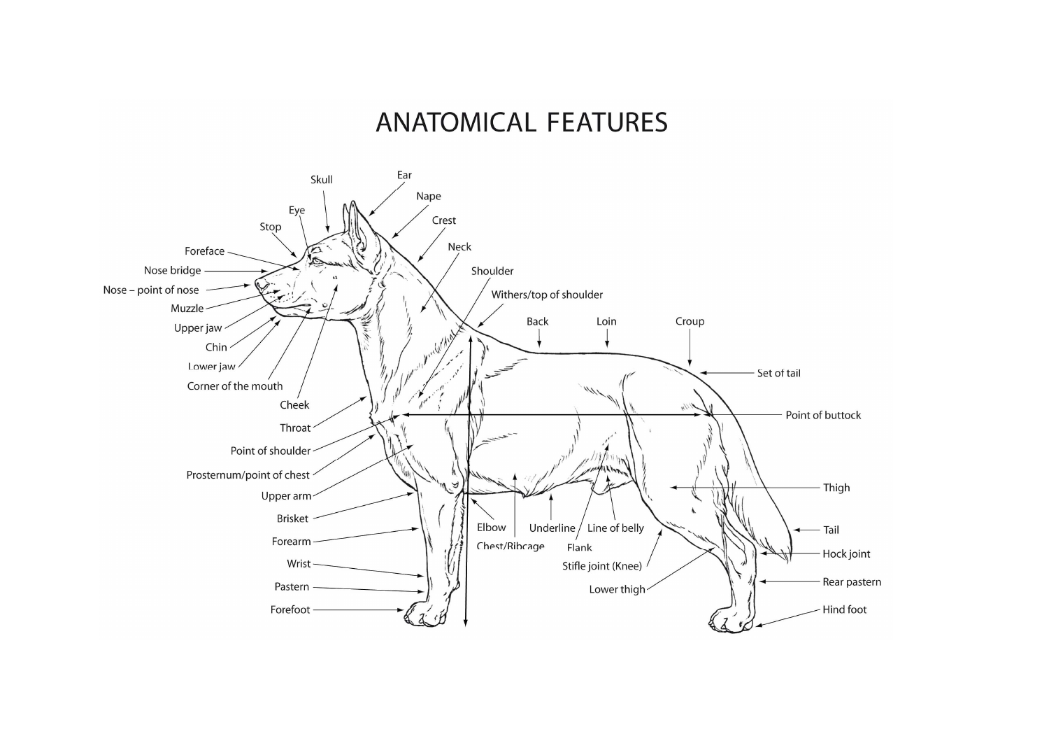# ANATOMICAL FEATURES

Skull
Ear
Nape
Eye
Crest
Stop
Neck
Foreface
Shoulder
Nose bridge
Withers/top of shoulder
Nose – point of nose
Muzzle
Back
Loin
Croup
Upper jaw
Chin
Set of tail
Lower jaw
Corner of the mouth
Cheek
Point of buttock
Throat
Point of shoulder
Prosternum/point of chest
Thigh
Upper arm
Brisket
Elbow
Underline
Line of belly
Tail
Forearm
Chest/Ribcage
Flank
Hock joint
Wrist
Stifle joint (Knee)
Rear pastern
Pastern
Lower thigh
Forefoot
Hind foot